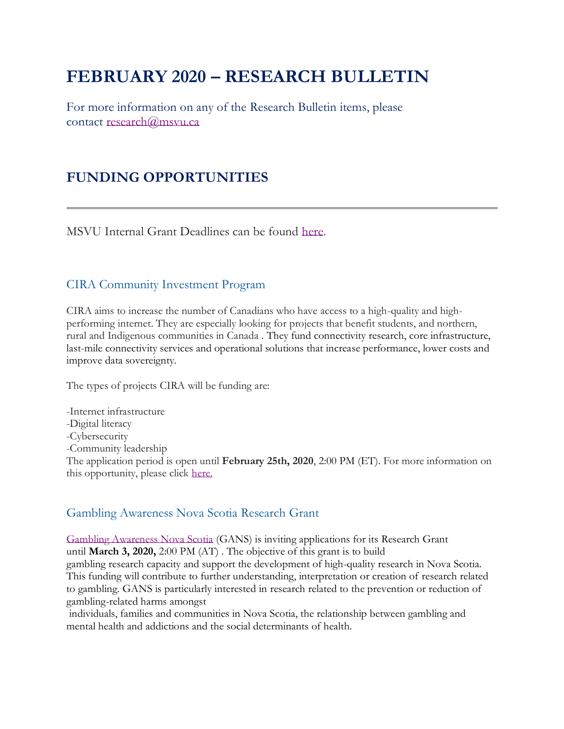# FEBRUARY 2020 – RESEARCH BULLETIN

For more information on any of the Research Bulletin items, please contact research@msvu.ca

## FUNDING OPPORTUNITIES

---

MSVU Internal Grant Deadlines can be found here.

### CIRA Community Investment Program

CIRA aims to increase the number of Canadians who have access to a high-quality and high-performing internet. They are especially looking for projects that benefit students, and northern, rural and Indigenous communities in Canada . They fund connectivity research, core infrastructure, last-mile connectivity services and operational solutions that increase performance, lower costs and improve data sovereignty.

The types of projects CIRA will be funding are:

-Internet infrastructure
-Digital literacy
-Cybersecurity
-Community leadership

The application period is open until **February 25th, 2020**, 2:00 PM (ET). For more information on this opportunity, please click here.

### Gambling Awareness Nova Scotia Research Grant

Gambling Awareness Nova Scotia (GANS) is inviting applications for its Research Grant until **March 3, 2020,** 2:00 PM (AT) . The objective of this grant is to build gambling research capacity and support the development of high-quality research in Nova Scotia. This funding will contribute to further understanding, interpretation or creation of research related to gambling. GANS is particularly interested in research related to the prevention or reduction of gambling-related harms amongst individuals, families and communities in Nova Scotia, the relationship between gambling and mental health and addictions and the social determinants of health.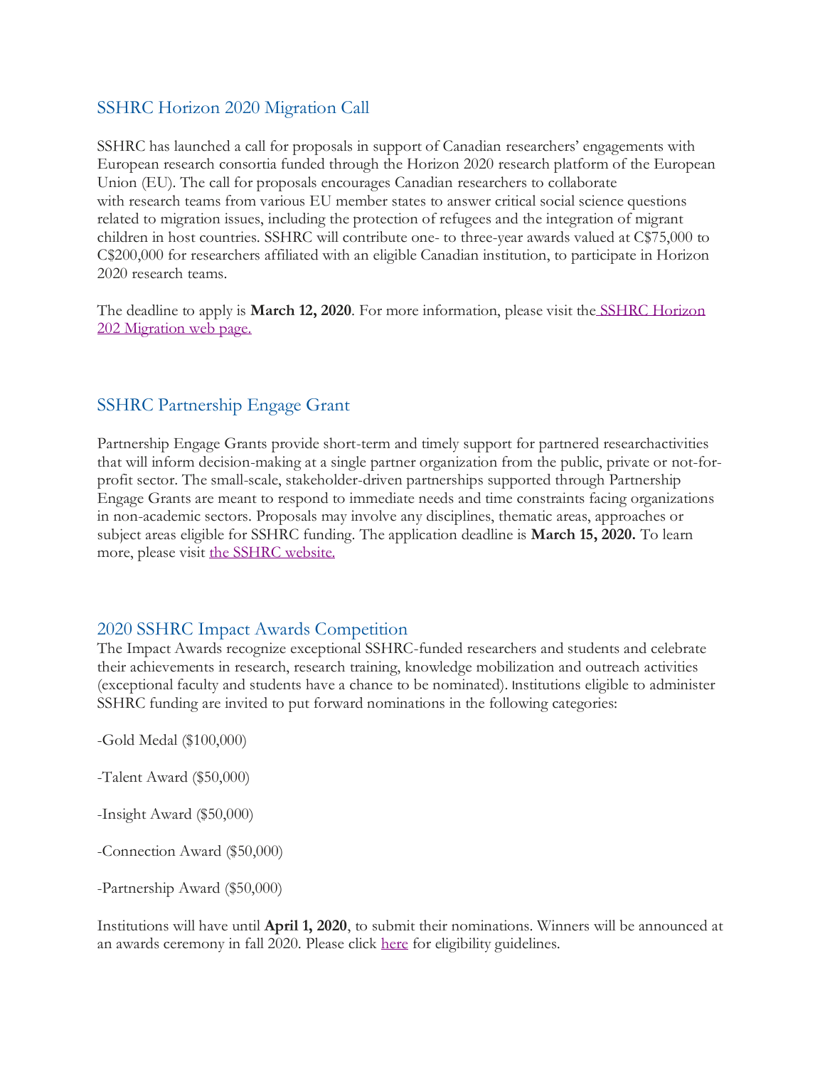## SSHRC Horizon 2020 Migration Call

SSHRC has launched a call for proposals in support of Canadian researchers' engagements with European research consortia funded through the Horizon 2020 research platform of the European Union (EU). The call for proposals encourages Canadian researchers to collaborate with research teams from various EU member states to answer critical social science questions related to migration issues, including the protection of refugees and the integration of migrant children in host countries. SSHRC will contribute one- to three-year awards valued at C$75,000 to C$200,000 for researchers affiliated with an eligible Canadian institution, to participate in Horizon 2020 research teams.

The deadline to apply is **March 12, 2020**. For more information, please visit the SSHRC Horizon 202 Migration web page.

## SSHRC Partnership Engage Grant

Partnership Engage Grants provide short-term and timely support for partnered researchactivities that will inform decision-making at a single partner organization from the public, private or not-for-profit sector. The small-scale, stakeholder-driven partnerships supported through Partnership Engage Grants are meant to respond to immediate needs and time constraints facing organizations in non-academic sectors. Proposals may involve any disciplines, thematic areas, approaches or subject areas eligible for SSHRC funding. The application deadline is **March 15, 2020.** To learn more, please visit the SSHRC website.

## 2020 SSHRC Impact Awards Competition

The Impact Awards recognize exceptional SSHRC-funded researchers and students and celebrate their achievements in research, research training, knowledge mobilization and outreach activities (exceptional faculty and students have a chance to be nominated). Institutions eligible to administer SSHRC funding are invited to put forward nominations in the following categories:

-Gold Medal ($100,000)

-Talent Award ($50,000)

-Insight Award ($50,000)

-Connection Award ($50,000)

-Partnership Award ($50,000)

Institutions will have until **April 1, 2020**, to submit their nominations. Winners will be announced at an awards ceremony in fall 2020. Please click here for eligibility guidelines.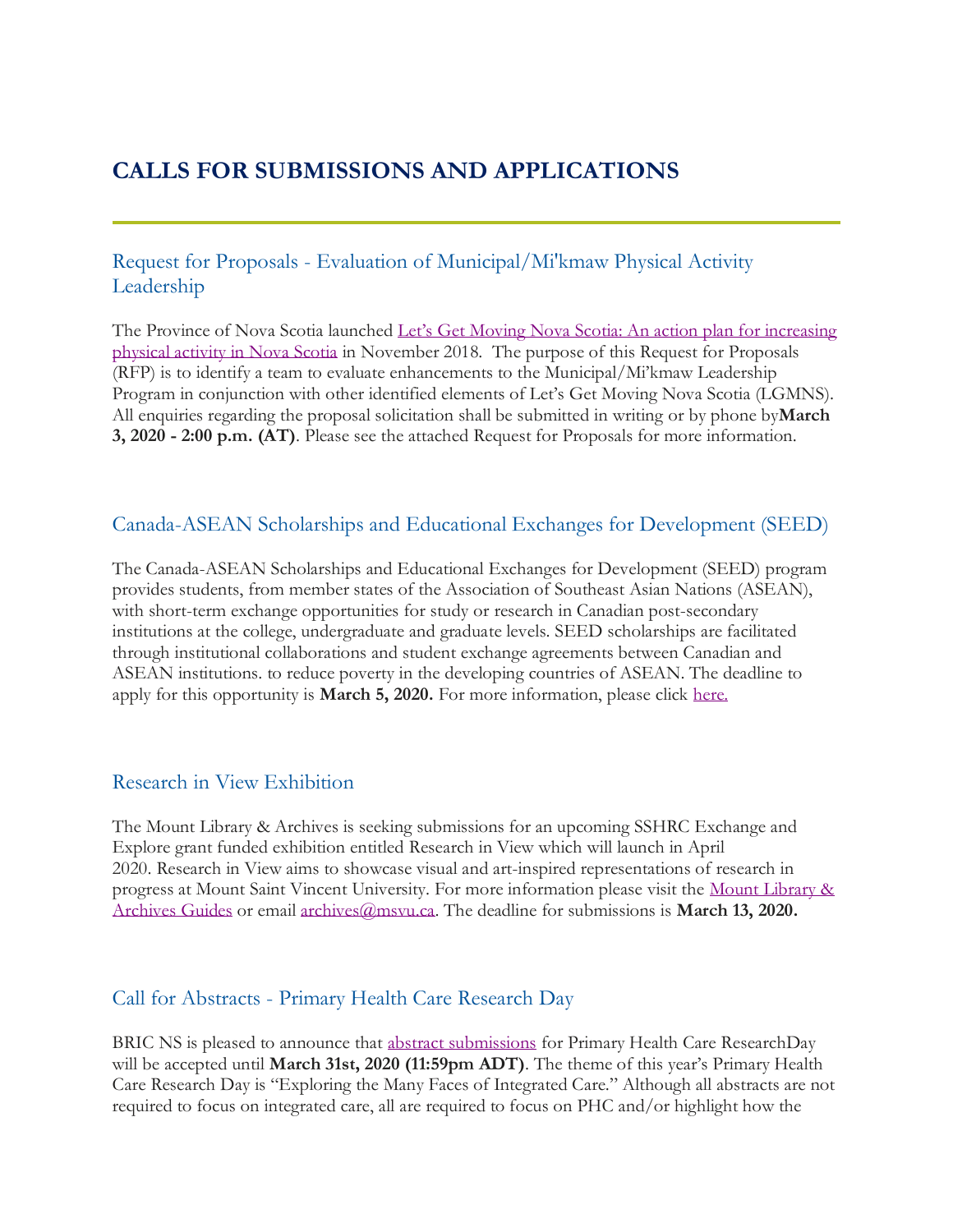# CALLS FOR SUBMISSIONS AND APPLICATIONS

## Request for Proposals - Evaluation of Municipal/Mi'kmaw Physical Activity Leadership

The Province of Nova Scotia launched Let's Get Moving Nova Scotia: An action plan for increasing physical activity in Nova Scotia in November 2018. The purpose of this Request for Proposals (RFP) is to identify a team to evaluate enhancements to the Municipal/Mi'kmaw Leadership Program in conjunction with other identified elements of Let's Get Moving Nova Scotia (LGMNS). All enquiries regarding the proposal solicitation shall be submitted in writing or by phone by**March 3, 2020 - 2:00 p.m. (AT)**. Please see the attached Request for Proposals for more information.

## Canada-ASEAN Scholarships and Educational Exchanges for Development (SEED)

The Canada-ASEAN Scholarships and Educational Exchanges for Development (SEED) program provides students, from member states of the Association of Southeast Asian Nations (ASEAN), with short-term exchange opportunities for study or research in Canadian post-secondary institutions at the college, undergraduate and graduate levels. SEED scholarships are facilitated through institutional collaborations and student exchange agreements between Canadian and ASEAN institutions. to reduce poverty in the developing countries of ASEAN. The deadline to apply for this opportunity is **March 5, 2020.** For more information, please click here.

## Research in View Exhibition

The Mount Library & Archives is seeking submissions for an upcoming SSHRC Exchange and Explore grant funded exhibition entitled Research in View which will launch in April 2020. Research in View aims to showcase visual and art-inspired representations of research in progress at Mount Saint Vincent University. For more information please visit the Mount Library & Archives Guides or email archives@msvu.ca. The deadline for submissions is **March 13, 2020.**

## Call for Abstracts - Primary Health Care Research Day

BRIC NS is pleased to announce that abstract submissions for Primary Health Care ResearchDay will be accepted until **March 31st, 2020 (11:59pm ADT)**. The theme of this year's Primary Health Care Research Day is "Exploring the Many Faces of Integrated Care." Although all abstracts are not required to focus on integrated care, all are required to focus on PHC and/or highlight how the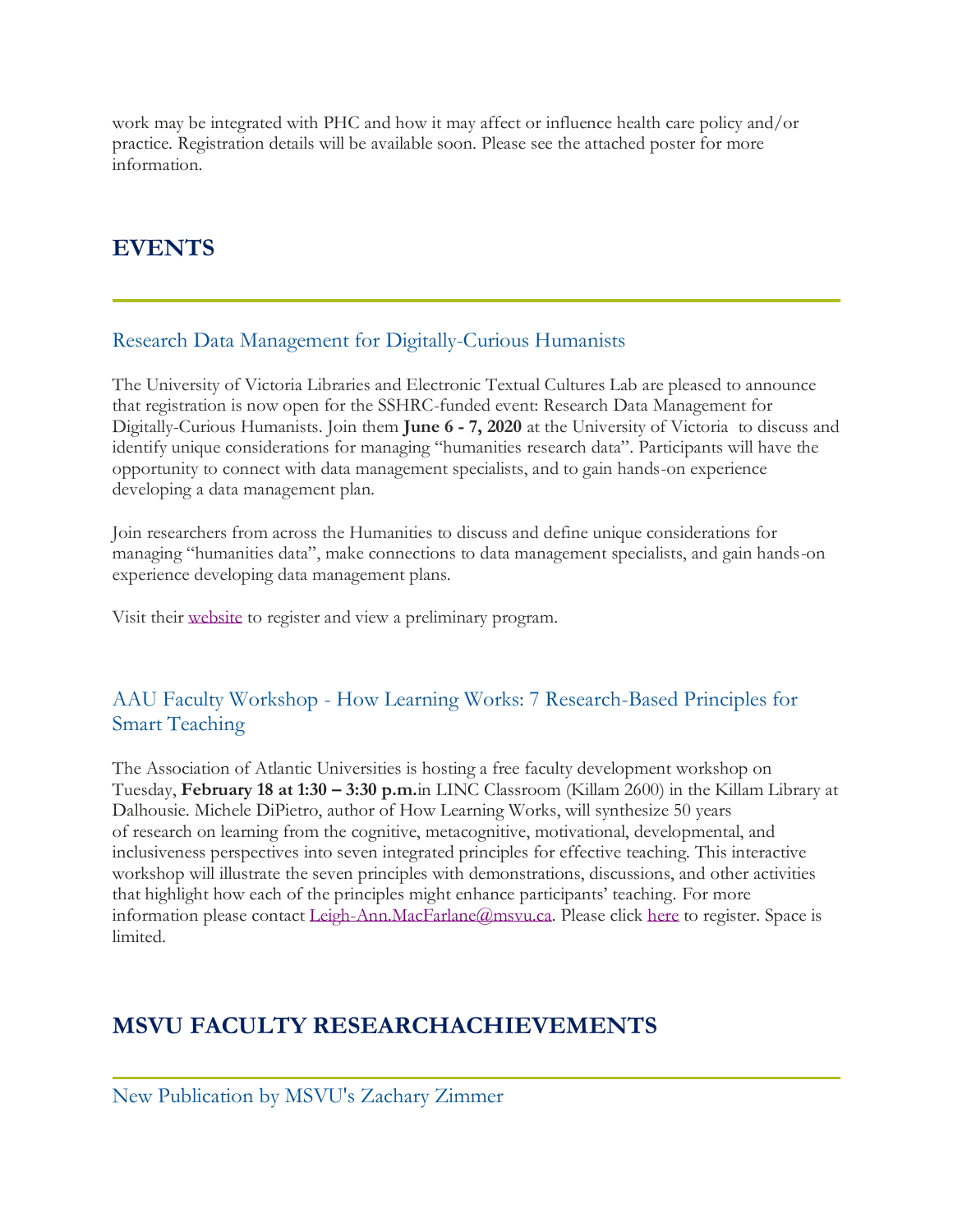work may be integrated with PHC and how it may affect or influence health care policy and/or practice. Registration details will be available soon. Please see the attached poster for more information.

## EVENTS

### Research Data Management for Digitally-Curious Humanists

The University of Victoria Libraries and Electronic Textual Cultures Lab are pleased to announce that registration is now open for the SSHRC-funded event: Research Data Management for Digitally-Curious Humanists. Join them **June 6 - 7, 2020** at the University of Victoria to discuss and identify unique considerations for managing "humanities research data". Participants will have the opportunity to connect with data management specialists, and to gain hands-on experience developing a data management plan.

Join researchers from across the Humanities to discuss and define unique considerations for managing "humanities data", make connections to data management specialists, and gain hands-on experience developing data management plans.

Visit their website to register and view a preliminary program.

### AAU Faculty Workshop - How Learning Works: 7 Research-Based Principles for Smart Teaching

The Association of Atlantic Universities is hosting a free faculty development workshop on Tuesday, **February 18 at 1:30 – 3:30 p.m.**in LINC Classroom (Killam 2600) in the Killam Library at Dalhousie. Michele DiPietro, author of How Learning Works, will synthesize 50 years of research on learning from the cognitive, metacognitive, motivational, developmental, and inclusiveness perspectives into seven integrated principles for effective teaching. This interactive workshop will illustrate the seven principles with demonstrations, discussions, and other activities that highlight how each of the principles might enhance participants' teaching. For more information please contact Leigh-Ann.MacFarlane@msvu.ca. Please click here to register. Space is limited.

## MSVU FACULTY RESEARCHACHIEVEMENTS

### New Publication by MSVU's Zachary Zimmer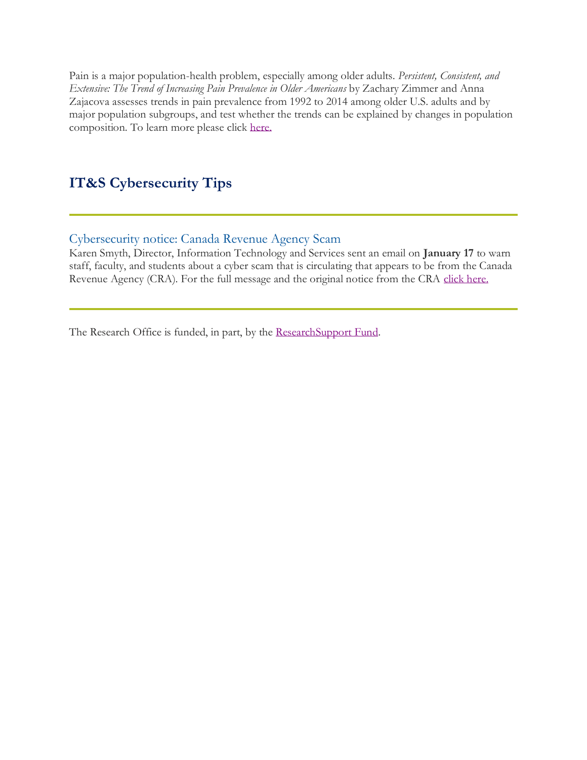Pain is a major population-health problem, especially among older adults. *Persistent, Consistent, and Extensive: The Trend of Increasing Pain Prevalence in Older Americans* by Zachary Zimmer and Anna Zajacova assesses trends in pain prevalence from 1992 to 2014 among older U.S. adults and by major population subgroups, and test whether the trends can be explained by changes in population composition. To learn more please click here.

## IT&S Cybersecurity Tips

---

### Cybersecurity notice: Canada Revenue Agency Scam

Karen Smyth, Director, Information Technology and Services sent an email on **January 17** to warn staff, faculty, and students about a cyber scam that is circulating that appears to be from the Canada Revenue Agency (CRA). For the full message and the original notice from the CRA click here.

---

The Research Office is funded, in part, by the ResearchSupport Fund.